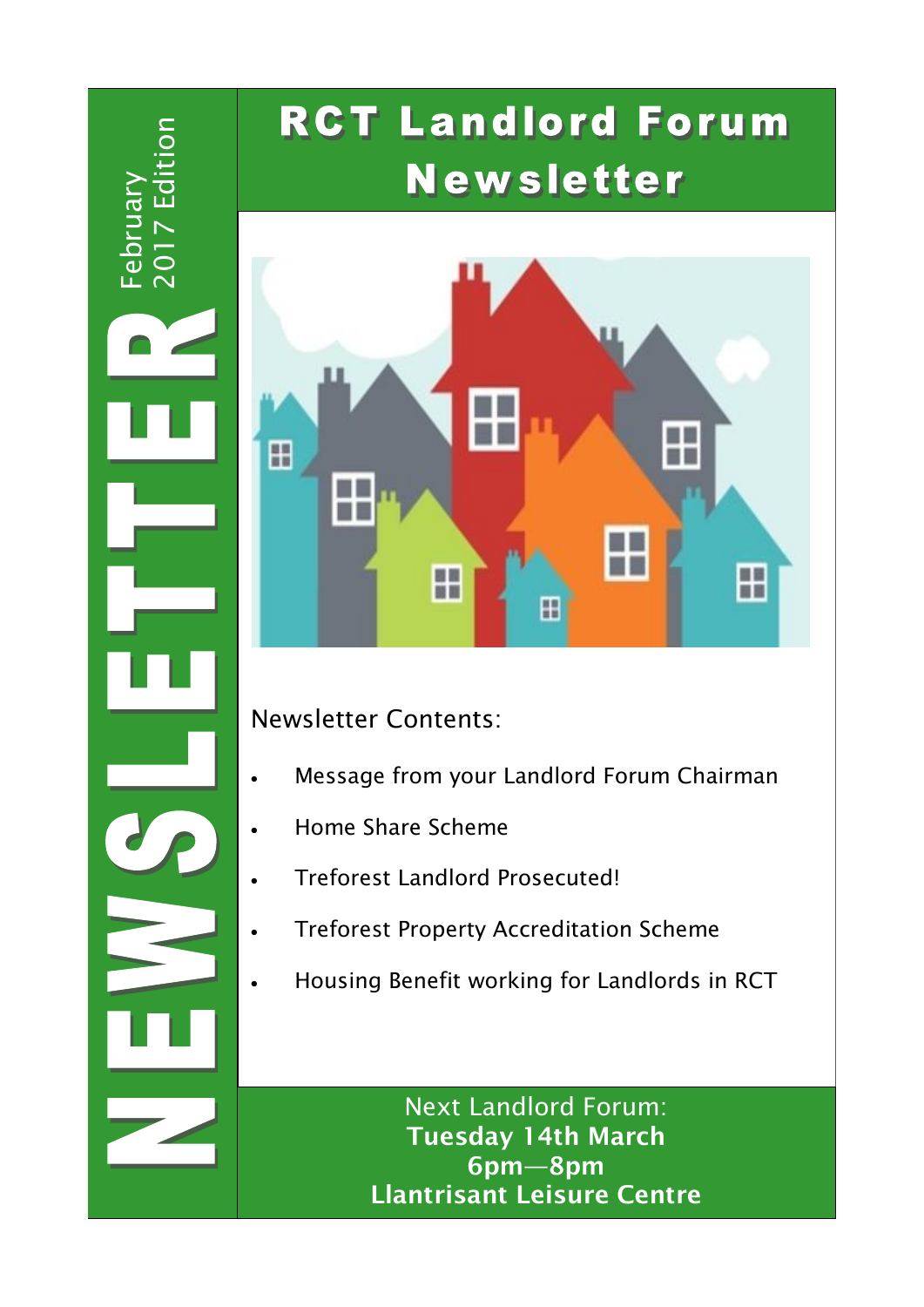NEWSLETTER

February 2017 Edition

# RCT Landlord Forum Newsletter

Newsletter Contents:

- Message from your Landlord Forum Chairman
- Home Share Scheme
- Treforest Landlord Prosecuted!
- Treforest Property Accreditation Scheme
- Housing Benefit working for Landlords in RCT

Next Landlord Forum:
**Tuesday 14th March**
**6pm—8pm**
**Llantrisant Leisure Centre**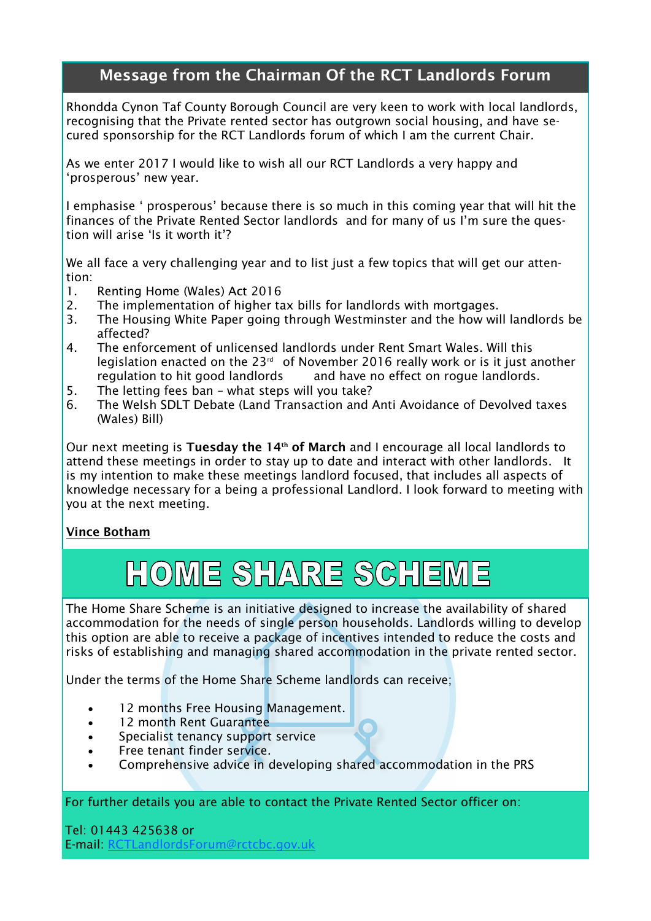## Message from the Chairman Of the RCT Landlords Forum

Rhondda Cynon Taf County Borough Council are very keen to work with local landlords, recognising that the Private rented sector has outgrown social housing, and have secured sponsorship for the RCT Landlords forum of which I am the current Chair.

As we enter 2017 I would like to wish all our RCT Landlords a very happy and 'prosperous' new year.

I emphasise ' prosperous' because there is so much in this coming year that will hit the finances of the Private Rented Sector landlords and for many of us I'm sure the question will arise 'Is it worth it'?

We all face a very challenging year and to list just a few topics that will get our attention:

1. Renting Home (Wales) Act 2016
2. The implementation of higher tax bills for landlords with mortgages.
3. The Housing White Paper going through Westminster and the how will landlords be affected?
4. The enforcement of unlicensed landlords under Rent Smart Wales. Will this legislation enacted on the 23rd of November 2016 really work or is it just another regulation to hit good landlords and have no effect on rogue landlords.
5. The letting fees ban – what steps will you take?
6. The Welsh SDLT Debate (Land Transaction and Anti Avoidance of Devolved taxes (Wales) Bill)

Our next meeting is **Tuesday the 14th of March** and I encourage all local landlords to attend these meetings in order to stay up to date and interact with other landlords. It is my intention to make these meetings landlord focused, that includes all aspects of knowledge necessary for a being a professional Landlord. I look forward to meeting with you at the next meeting.

**Vince Botham**

# HOME SHARE SCHEME

The Home Share Scheme is an initiative designed to increase the availability of shared accommodation for the needs of single person households. Landlords willing to develop this option are able to receive a package of incentives intended to reduce the costs and risks of establishing and managing shared accommodation in the private rented sector.

Under the terms of the Home Share Scheme landlords can receive;

- 12 months Free Housing Management.
- 12 month Rent Guarantee
- Specialist tenancy support service
- Free tenant finder service.
- Comprehensive advice in developing shared accommodation in the PRS

For further details you are able to contact the Private Rented Sector officer on:

Tel: 01443 425638 or
E-mail: RCTLandlordsForum@rctcbc.gov.uk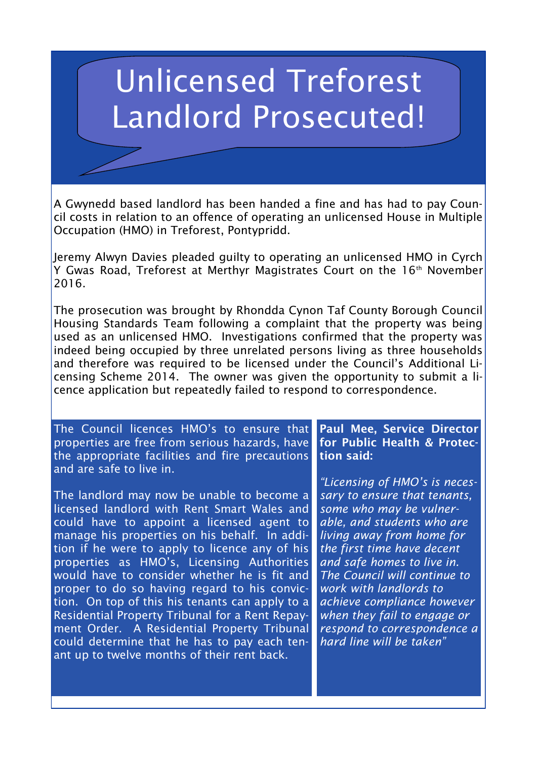# Unlicensed Treforest Landlord Prosecuted!

A Gwynedd based landlord has been handed a fine and has had to pay Council costs in relation to an offence of operating an unlicensed House in Multiple Occupation (HMO) in Treforest, Pontypridd.

Jeremy Alwyn Davies pleaded guilty to operating an unlicensed HMO in Cyrch Y Gwas Road, Treforest at Merthyr Magistrates Court on the 16th November 2016.

The prosecution was brought by Rhondda Cynon Taf County Borough Council Housing Standards Team following a complaint that the property was being used as an unlicensed HMO. Investigations confirmed that the property was indeed being occupied by three unrelated persons living as three households and therefore was required to be licensed under the Council's Additional Licensing Scheme 2014. The owner was given the opportunity to submit a licence application but repeatedly failed to respond to correspondence.

The Council licences HMO's to ensure that properties are free from serious hazards, have the appropriate facilities and fire precautions and are safe to live in.

The landlord may now be unable to become a licensed landlord with Rent Smart Wales and could have to appoint a licensed agent to manage his properties on his behalf. In addition if he were to apply to licence any of his properties as HMO's, Licensing Authorities would have to consider whether he is fit and proper to do so having regard to his conviction. On top of this his tenants can apply to a Residential Property Tribunal for a Rent Repayment Order. A Residential Property Tribunal could determine that he has to pay each tenant up to twelve months of their rent back.

**Paul Mee, Service Director for Public Health & Protection said:**

*"Licensing of HMO's is necessary to ensure that tenants, some who may be vulnerable, and students who are living away from home for the first time have decent and safe homes to live in. The Council will continue to work with landlords to achieve compliance however when they fail to engage or respond to correspondence a hard line will be taken"*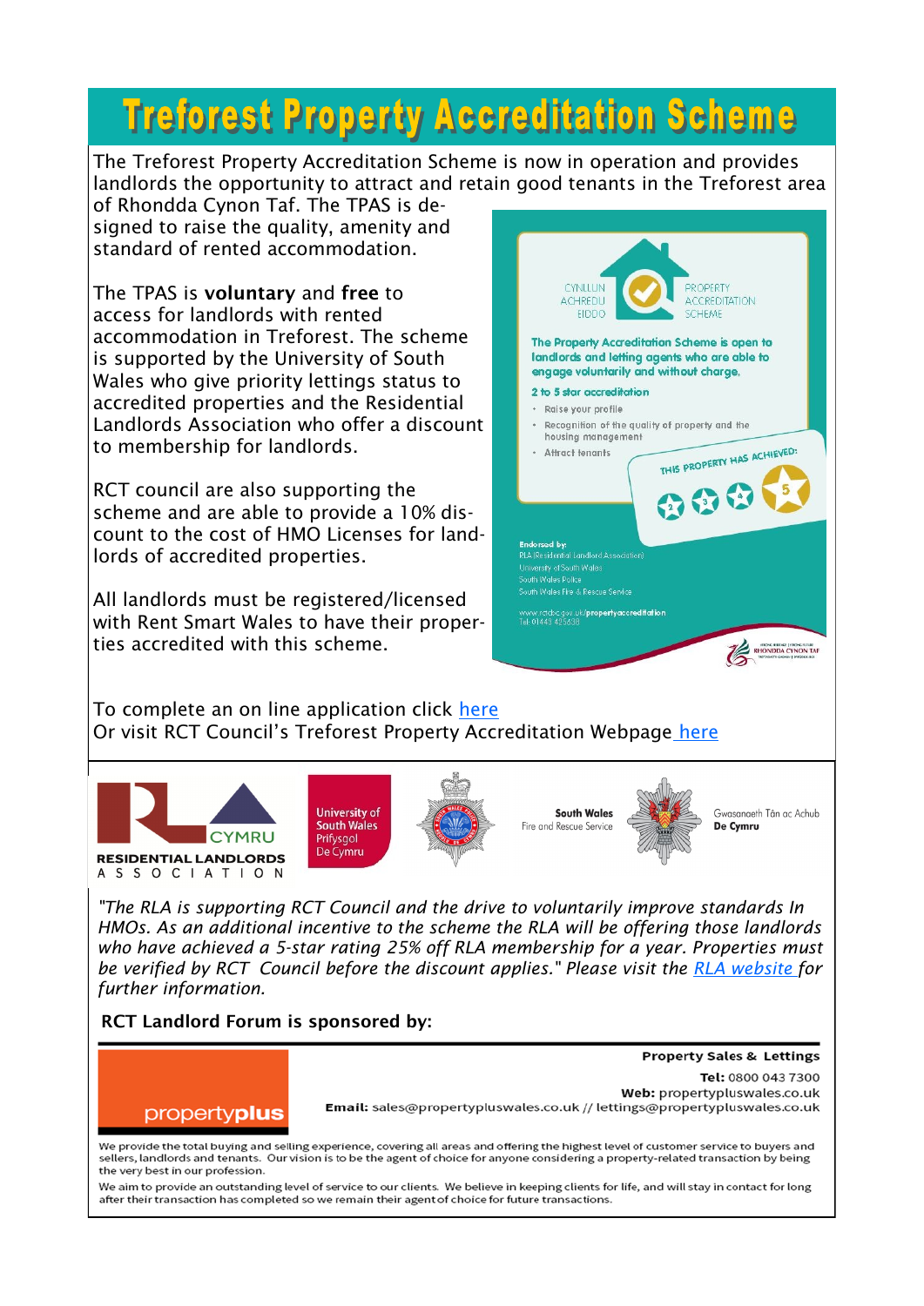# Treforest Property Accreditation Scheme

The Treforest Property Accreditation Scheme is now in operation and provides landlords the opportunity to attract and retain good tenants in the Treforest area of Rhondda Cynon Taf. The TPAS is designed to raise the quality, amenity and standard of rented accommodation.

The TPAS is **voluntary** and **free** to access for landlords with rented accommodation in Treforest. The scheme is supported by the University of South Wales who give priority lettings status to accredited properties and the Residential Landlords Association who offer a discount to membership for landlords.

RCT council are also supporting the scheme and are able to provide a 10% discount to the cost of HMO Licenses for landlords of accredited properties.

All landlords must be registered/licensed with Rent Smart Wales to have their properties accredited with this scheme.

CYNLLUN ACHREDU EIDDO | PROPERTY ACCREDITATION SCHEME

**The Property Accreditation Scheme is open to landlords and letting agents who are able to engage voluntarily and without charge.**

**2 to 5 star accreditation**

- Raise your profile
- Recognition of the quality of property and the housing management
- Attract tenants

THIS PROPERTY HAS ACHIEVED: 2 3 4 5

**Endorsed by:**
RLA (Residential Landlord Association)
University of South Wales
South Wales Police
South Wales Fire & Rescue Service

www.rctcbc.gov.uk/**propertyaccreditation**
Tel: 01443 425638

Rhondda Cynon Taf

To complete an on line application click here
Or visit RCT Council's Treforest Property Accreditation Webpage here

RESIDENTIAL LANDLORDS ASSOCIATION CYMRU | University of South Wales Prifysgol De Cymru | South Wales Police | South Wales Fire and Rescue Service | Gwasanaeth Tân ac Achub De Cymru

*"The RLA is supporting RCT Council and the drive to voluntarily improve standards In HMOs. As an additional incentive to the scheme the RLA will be offering those landlords who have achieved a 5-star rating 25% off RLA membership for a year. Properties must be verified by RCT Council before the discount applies." Please visit the RLA website for further information.*

**RCT Landlord Forum is sponsored by:**

propertyplus

**Property Sales & Lettings**
**Tel:** 0800 043 7300
**Web:** propertypluswales.co.uk
**Email:** sales@propertypluswales.co.uk // lettings@propertypluswales.co.uk

We provide the total buying and selling experience, covering all areas and offering the highest level of customer service to buyers and sellers, landlords and tenants. Our vision is to be the agent of choice for anyone considering a property-related transaction by being the very best in our profession.

We aim to provide an outstanding level of service to our clients. We believe in keeping clients for life, and will stay in contact for long after their transaction has completed so we remain their agent of choice for future transactions.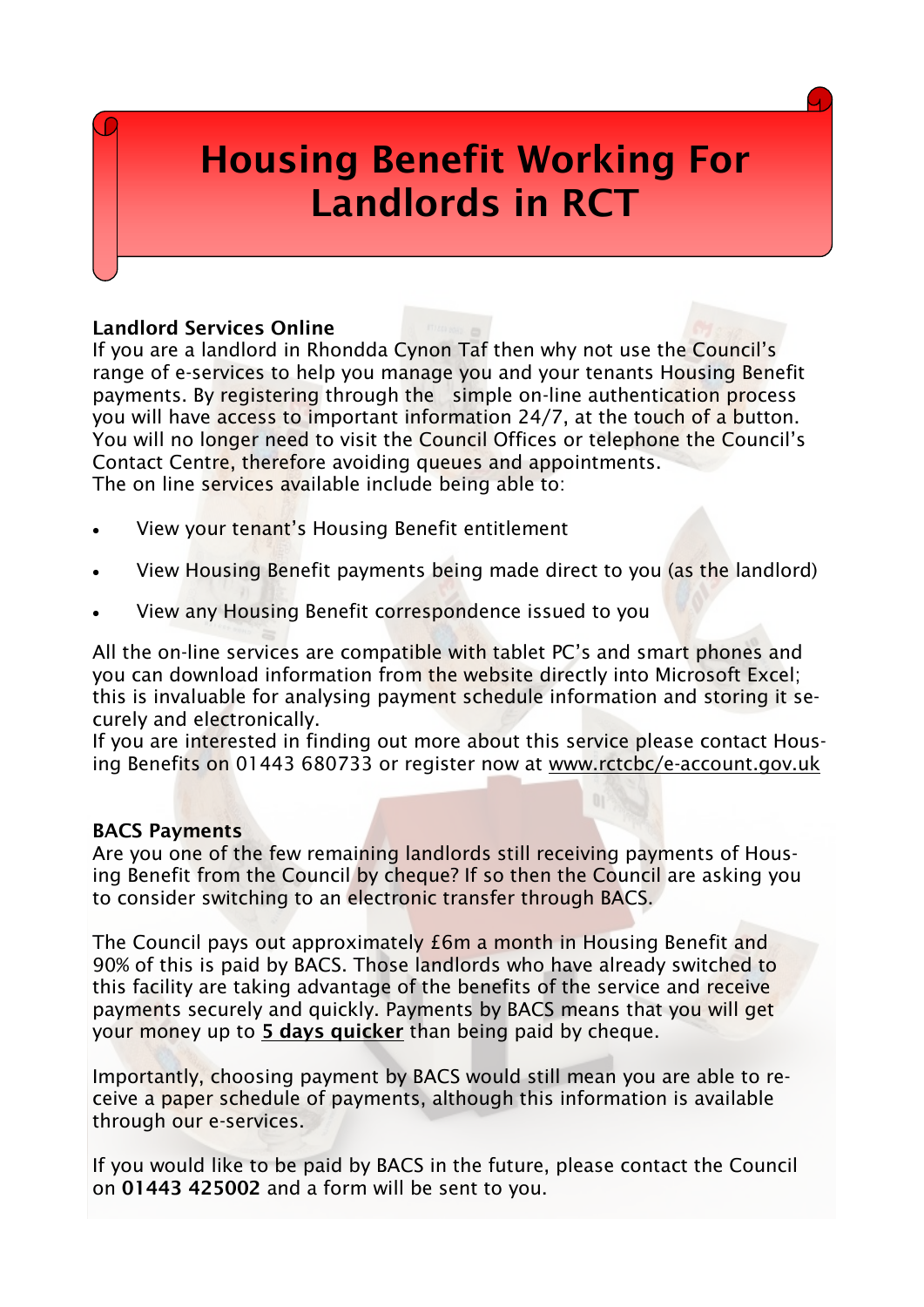# Housing Benefit Working For Landlords in RCT

**Landlord Services Online**

If you are a landlord in Rhondda Cynon Taf then why not use the Council's range of e-services to help you manage you and your tenants Housing Benefit payments. By registering through the simple on-line authentication process you will have access to important information 24/7, at the touch of a button. You will no longer need to visit the Council Offices or telephone the Council's Contact Centre, therefore avoiding queues and appointments.
The on line services available include being able to:

- View your tenant's Housing Benefit entitlement
- View Housing Benefit payments being made direct to you (as the landlord)
- View any Housing Benefit correspondence issued to you

All the on-line services are compatible with tablet PC's and smart phones and you can download information from the website directly into Microsoft Excel; this is invaluable for analysing payment schedule information and storing it securely and electronically.
If you are interested in finding out more about this service please contact Housing Benefits on 01443 680733 or register now at www.rctcbc/e-account.gov.uk

**BACS Payments**

Are you one of the few remaining landlords still receiving payments of Housing Benefit from the Council by cheque? If so then the Council are asking you to consider switching to an electronic transfer through BACS.

The Council pays out approximately £6m a month in Housing Benefit and 90% of this is paid by BACS. Those landlords who have already switched to this facility are taking advantage of the benefits of the service and receive payments securely and quickly. Payments by BACS means that you will get your money up to **5 days quicker** than being paid by cheque.

Importantly, choosing payment by BACS would still mean you are able to receive a paper schedule of payments, although this information is available through our e-services.

If you would like to be paid by BACS in the future, please contact the Council on **01443 425002** and a form will be sent to you.